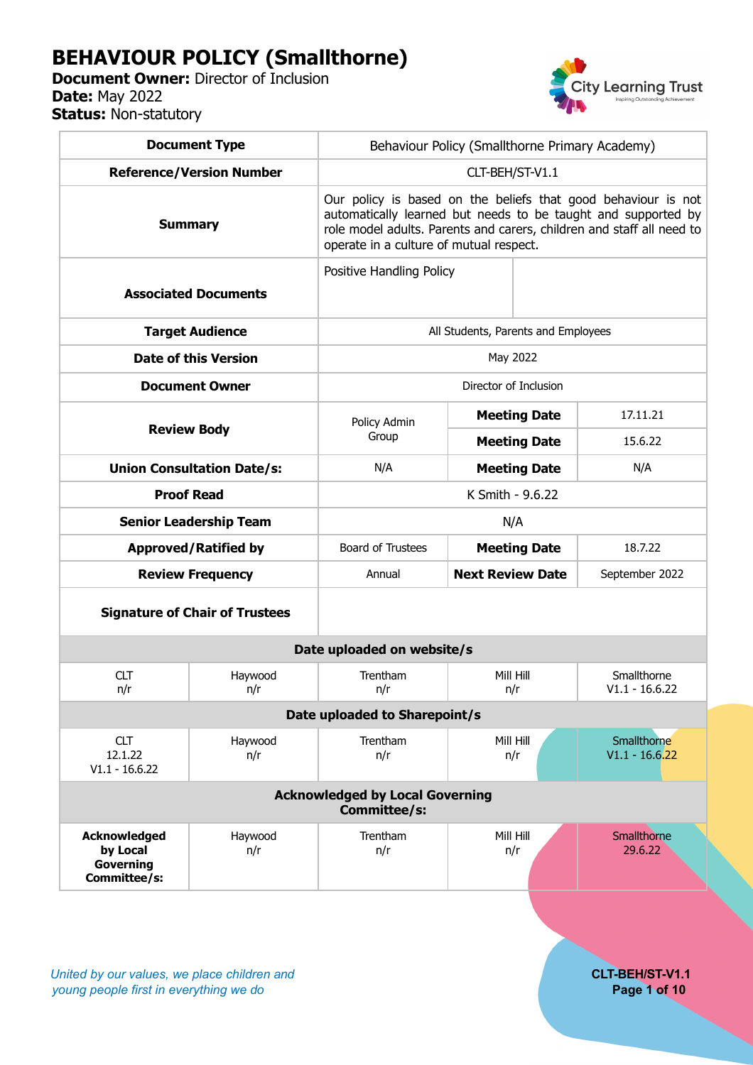# BEHAVIOUR POLICY (Smallthorne)

**Document Owner:** Director of Inclusion
**Date:** May 2022
**Status:** Non-statutory

| | | | | |
|---|---|---|---|---|
| **Document Type** | Behaviour Policy (Smallthorne Primary Academy) | | | |
| **Reference/Version Number** | CLT-BEH/ST-V1.1 | | | |
| **Summary** | Our policy is based on the beliefs that good behaviour is not automatically learned but needs to be taught and supported by role model adults. Parents and carers, children and staff all need to operate in a culture of mutual respect. | | | |
| **Associated Documents** | Positive Handling Policy | | | |
| **Target Audience** | All Students, Parents and Employees | | | |
| **Date of this Version** | May 2022 | | | |
| **Document Owner** | Director of Inclusion | | | |
| **Review Body** | Policy Admin Group | | **Meeting Date** | 17.11.21 |
| | | | **Meeting Date** | 15.6.22 |
| **Union Consultation Date/s:** | N/A | | **Meeting Date** | N/A |
| **Proof Read** | K Smith - 9.6.22 | | | |
| **Senior Leadership Team** | N/A | | | |
| **Approved/Ratified by** | Board of Trustees | | **Meeting Date** | 18.7.22 |
| **Review Frequency** | Annual | | **Next Review Date** | September 2022 |
| **Signature of Chair of Trustees** | | | | |

| **Date uploaded on website/s** | | | | |
|---|---|---|---|---|
| CLT n/r | Haywood n/r | Trentham n/r | Mill Hill n/r | Smallthorne V1.1 - 16.6.22 |
| **Date uploaded to Sharepoint/s** | | | | |
| CLT 12.1.22 V1.1 - 16.6.22 | Haywood n/r | Trentham n/r | Mill Hill n/r | Smallthorne V1.1 - 16.6.22 |
| **Acknowledged by Local Governing Committee/s:** | | | | |
| **Acknowledged by Local Governing Committee/s:** | Haywood n/r | Trentham n/r | Mill Hill n/r | Smallthorne 29.6.22 |

*United by our values, we place children and young people first in everything we do*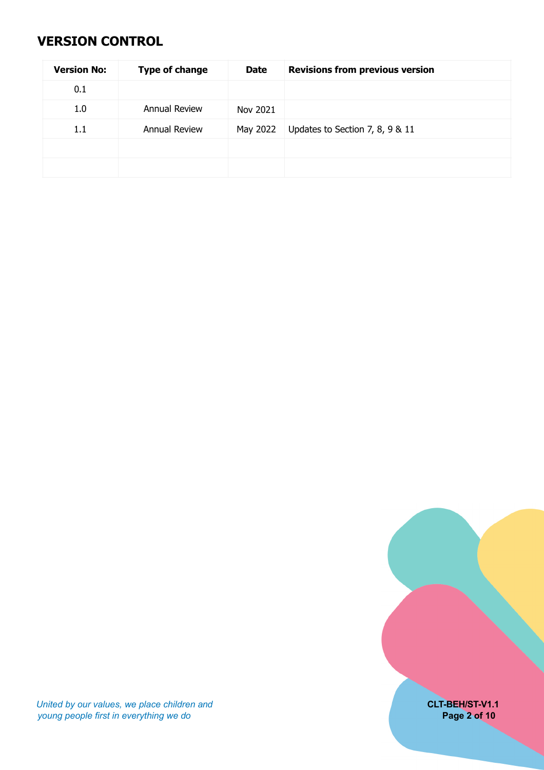## VERSION CONTROL

| Version No: | Type of change | Date | Revisions from previous version |
|---|---|---|---|
| 0.1 | | | |
| 1.0 | Annual Review | Nov 2021 | |
| 1.1 | Annual Review | May 2022 | Updates to Section 7, 8, 9 & 11 |
| | | | |
| | | | |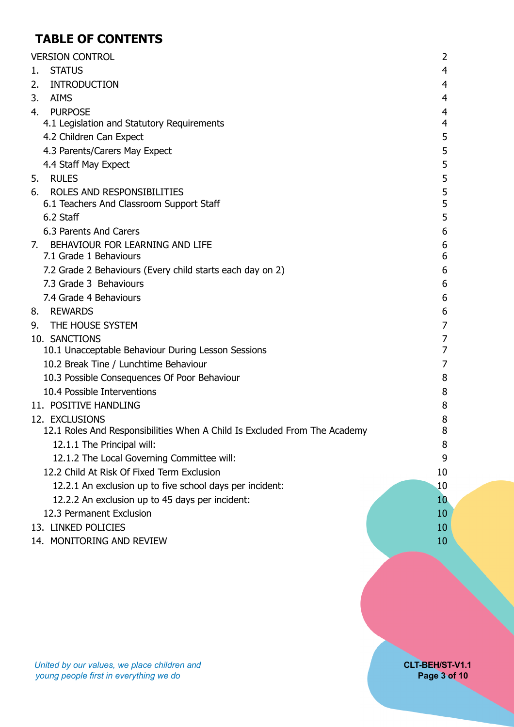# TABLE OF CONTENTS

| | |
|---|---|
| VERSION CONTROL | 2 |
| 1. STATUS | 4 |
| 2. INTRODUCTION | 4 |
| 3. AIMS | 4 |
| 4. PURPOSE | 4 |
| 4.1 Legislation and Statutory Requirements | 4 |
| 4.2 Children Can Expect | 5 |
| 4.3 Parents/Carers May Expect | 5 |
| 4.4 Staff May Expect | 5 |
| 5. RULES | 5 |
| 6. ROLES AND RESPONSIBILITIES | 5 |
| 6.1 Teachers And Classroom Support Staff | 5 |
| 6.2 Staff | 5 |
| 6.3 Parents And Carers | 6 |
| 7. BEHAVIOUR FOR LEARNING AND LIFE | 6 |
| 7.1 Grade 1 Behaviours | 6 |
| 7.2 Grade 2 Behaviours (Every child starts each day on 2) | 6 |
| 7.3 Grade 3 Behaviours | 6 |
| 7.4 Grade 4 Behaviours | 6 |
| 8. REWARDS | 6 |
| 9. THE HOUSE SYSTEM | 7 |
| 10. SANCTIONS | 7 |
| 10.1 Unacceptable Behaviour During Lesson Sessions | 7 |
| 10.2 Break Tine / Lunchtime Behaviour | 7 |
| 10.3 Possible Consequences Of Poor Behaviour | 8 |
| 10.4 Possible Interventions | 8 |
| 11. POSITIVE HANDLING | 8 |
| 12. EXCLUSIONS | 8 |
| 12.1 Roles And Responsibilities When A Child Is Excluded From The Academy | 8 |
| 12.1.1 The Principal will: | 8 |
| 12.1.2 The Local Governing Committee will: | 9 |
| 12.2 Child At Risk Of Fixed Term Exclusion | 10 |
| 12.2.1 An exclusion up to five school days per incident: | 10 |
| 12.2.2 An exclusion up to 45 days per incident: | 10 |
| 12.3 Permanent Exclusion | 10 |
| 13. LINKED POLICIES | 10 |
| 14. MONITORING AND REVIEW | 10 |

*United by our values, we place children and young people first in everything we do*

**CLT-BEH/ST-V1.1**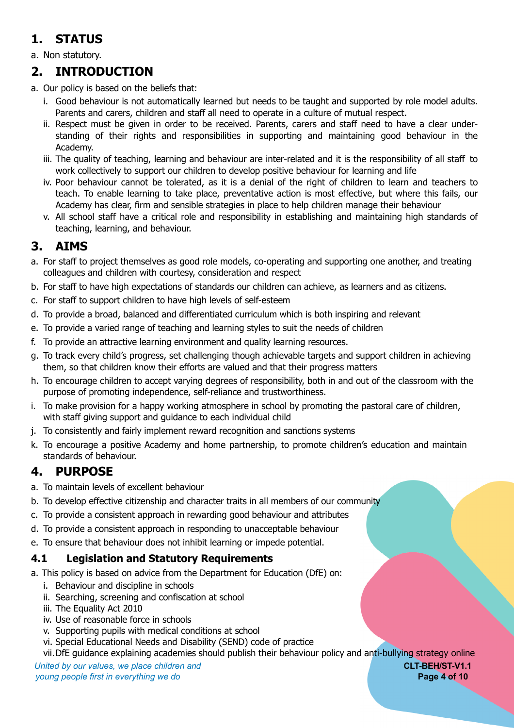# 1. STATUS

a. Non statutory.

# 2. INTRODUCTION

a. Our policy is based on the beliefs that:
   i. Good behaviour is not automatically learned but needs to be taught and supported by role model adults. Parents and carers, children and staff all need to operate in a culture of mutual respect.
   ii. Respect must be given in order to be received. Parents, carers and staff need to have a clear understanding of their rights and responsibilities in supporting and maintaining good behaviour in the Academy.
   iii. The quality of teaching, learning and behaviour are inter-related and it is the responsibility of all staff to work collectively to support our children to develop positive behaviour for learning and life
   iv. Poor behaviour cannot be tolerated, as it is a denial of the right of children to learn and teachers to teach. To enable learning to take place, preventative action is most effective, but where this fails, our Academy has clear, firm and sensible strategies in place to help children manage their behaviour
   v. All school staff have a critical role and responsibility in establishing and maintaining high standards of teaching, learning, and behaviour.

# 3. AIMS

a. For staff to project themselves as good role models, co-operating and supporting one another, and treating colleagues and children with courtesy, consideration and respect
b. For staff to have high expectations of standards our children can achieve, as learners and as citizens.
c. For staff to support children to have high levels of self-esteem
d. To provide a broad, balanced and differentiated curriculum which is both inspiring and relevant
e. To provide a varied range of teaching and learning styles to suit the needs of children
f. To provide an attractive learning environment and quality learning resources.
g. To track every child's progress, set challenging though achievable targets and support children in achieving them, so that children know their efforts are valued and that their progress matters
h. To encourage children to accept varying degrees of responsibility, both in and out of the classroom with the purpose of promoting independence, self-reliance and trustworthiness.
i. To make provision for a happy working atmosphere in school by promoting the pastoral care of children, with staff giving support and guidance to each individual child
j. To consistently and fairly implement reward recognition and sanctions systems
k. To encourage a positive Academy and home partnership, to promote children's education and maintain standards of behaviour.

# 4. PURPOSE

a. To maintain levels of excellent behaviour
b. To develop effective citizenship and character traits in all members of our community
c. To provide a consistent approach in rewarding good behaviour and attributes
d. To provide a consistent approach in responding to unacceptable behaviour
e. To ensure that behaviour does not inhibit learning or impede potential.

## 4.1 Legislation and Statutory Requirements

a. This policy is based on advice from the Department for Education (DfE) on:
   i. Behaviour and discipline in schools
   ii. Searching, screening and confiscation at school
   iii. The Equality Act 2010
   iv. Use of reasonable force in schools
   v. Supporting pupils with medical conditions at school
   vi. Special Educational Needs and Disability (SEND) code of practice
   vii. DfE guidance explaining academies should publish their behaviour policy and anti-bullying strategy online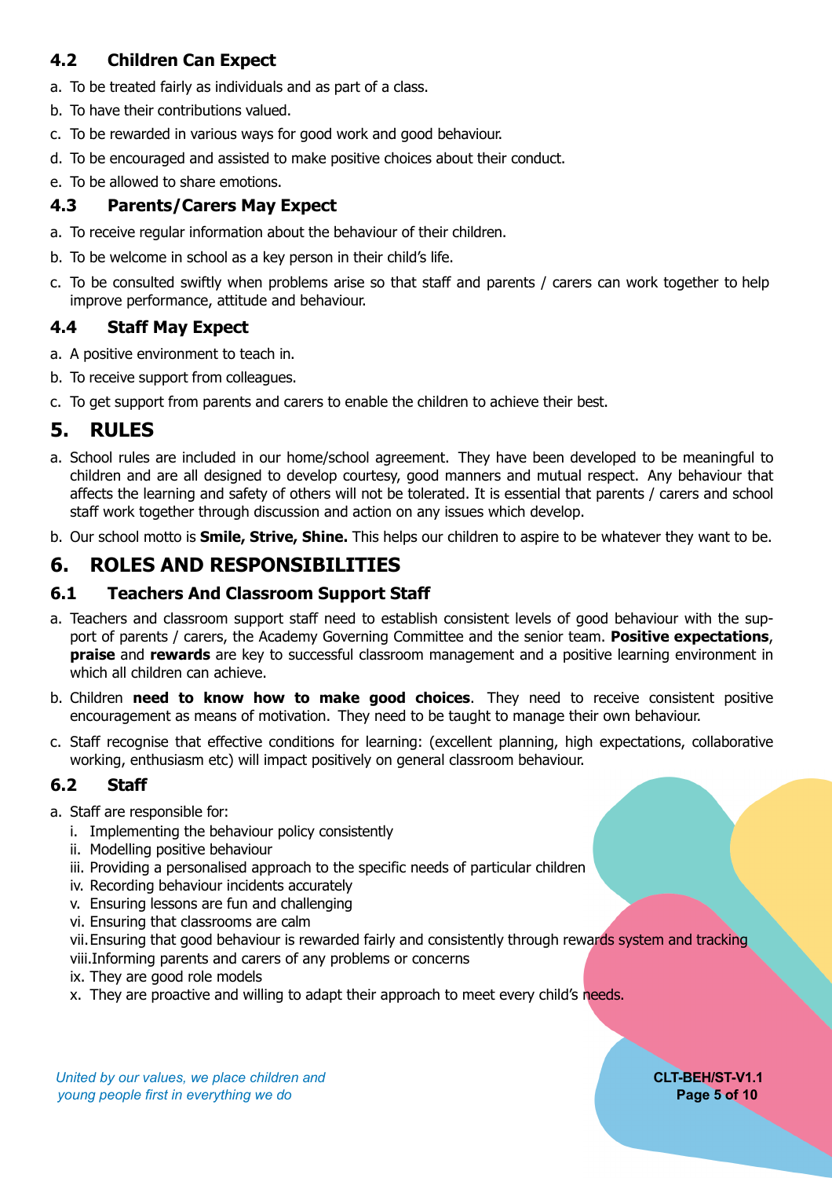### 4.2 Children Can Expect

a. To be treated fairly as individuals and as part of a class.

b. To have their contributions valued.

c. To be rewarded in various ways for good work and good behaviour.

d. To be encouraged and assisted to make positive choices about their conduct.

e. To be allowed to share emotions.

### 4.3 Parents/Carers May Expect

a. To receive regular information about the behaviour of their children.

b. To be welcome in school as a key person in their child's life.

c. To be consulted swiftly when problems arise so that staff and parents / carers can work together to help improve performance, attitude and behaviour.

### 4.4 Staff May Expect

a. A positive environment to teach in.

b. To receive support from colleagues.

c. To get support from parents and carers to enable the children to achieve their best.

## 5. RULES

a. School rules are included in our home/school agreement. They have been developed to be meaningful to children and are all designed to develop courtesy, good manners and mutual respect. Any behaviour that affects the learning and safety of others will not be tolerated. It is essential that parents / carers and school staff work together through discussion and action on any issues which develop.

b. Our school motto is **Smile, Strive, Shine.** This helps our children to aspire to be whatever they want to be.

## 6. ROLES AND RESPONSIBILITIES

### 6.1 Teachers And Classroom Support Staff

a. Teachers and classroom support staff need to establish consistent levels of good behaviour with the support of parents / carers, the Academy Governing Committee and the senior team. **Positive expectations**, **praise** and **rewards** are key to successful classroom management and a positive learning environment in which all children can achieve.

b. Children **need to know how to make good choices**. They need to receive consistent positive encouragement as means of motivation. They need to be taught to manage their own behaviour.

c. Staff recognise that effective conditions for learning: (excellent planning, high expectations, collaborative working, enthusiasm etc) will impact positively on general classroom behaviour.

### 6.2 Staff

a. Staff are responsible for:

   i. Implementing the behaviour policy consistently
   ii. Modelling positive behaviour
   iii. Providing a personalised approach to the specific needs of particular children
   iv. Recording behaviour incidents accurately
   v. Ensuring lessons are fun and challenging
   vi. Ensuring that classrooms are calm
   vii. Ensuring that good behaviour is rewarded fairly and consistently through rewards system and tracking
   viii. Informing parents and carers of any problems or concerns
   ix. They are good role models
   x. They are proactive and willing to adapt their approach to meet every child's needs.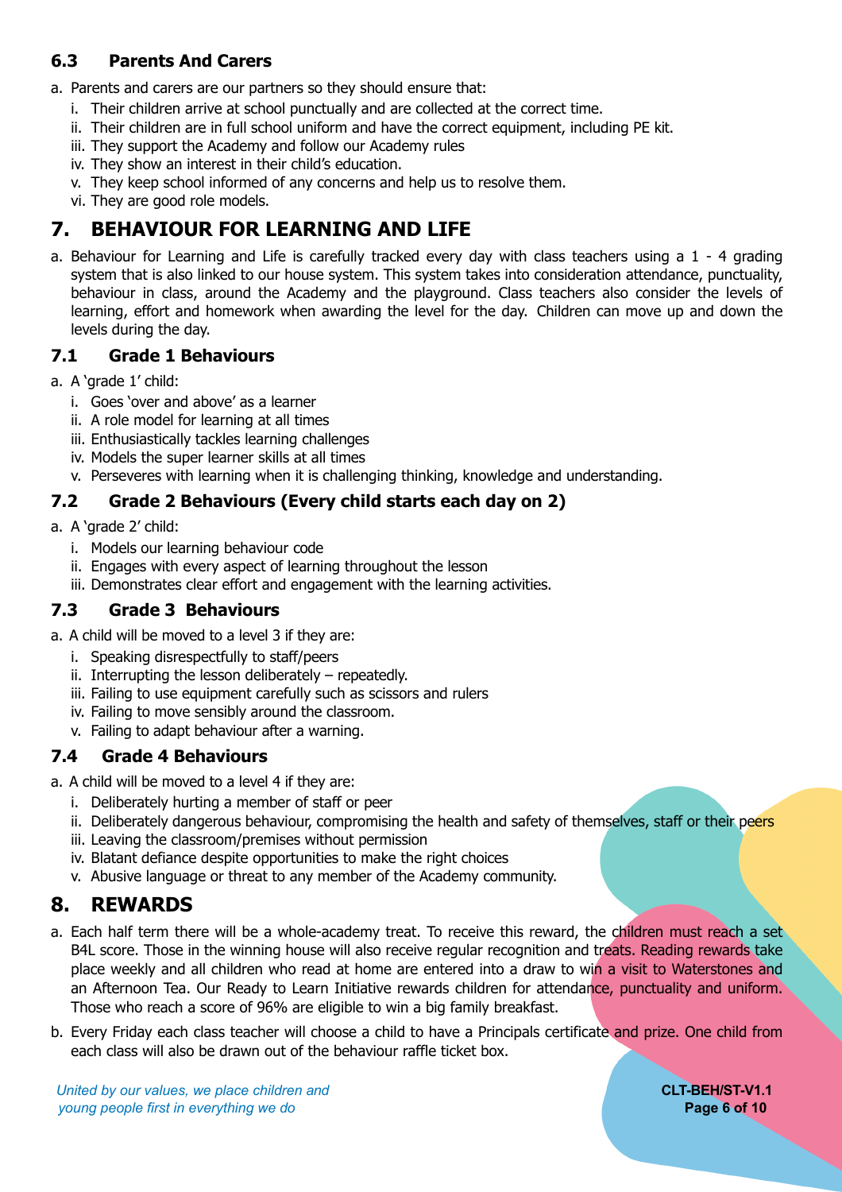### 6.3 Parents And Carers

a. Parents and carers are our partners so they should ensure that:
   i. Their children arrive at school punctually and are collected at the correct time.
   ii. Their children are in full school uniform and have the correct equipment, including PE kit.
   iii. They support the Academy and follow our Academy rules
   iv. They show an interest in their child's education.
   v. They keep school informed of any concerns and help us to resolve them.
   vi. They are good role models.

## 7. BEHAVIOUR FOR LEARNING AND LIFE

a. Behaviour for Learning and Life is carefully tracked every day with class teachers using a 1 - 4 grading system that is also linked to our house system. This system takes into consideration attendance, punctuality, behaviour in class, around the Academy and the playground. Class teachers also consider the levels of learning, effort and homework when awarding the level for the day. Children can move up and down the levels during the day.

### 7.1 Grade 1 Behaviours

a. A 'grade 1' child:
   i. Goes 'over and above' as a learner
   ii. A role model for learning at all times
   iii. Enthusiastically tackles learning challenges
   iv. Models the super learner skills at all times
   v. Perseveres with learning when it is challenging thinking, knowledge and understanding.

### 7.2 Grade 2 Behaviours (Every child starts each day on 2)

a. A 'grade 2' child:
   i. Models our learning behaviour code
   ii. Engages with every aspect of learning throughout the lesson
   iii. Demonstrates clear effort and engagement with the learning activities.

### 7.3 Grade 3 Behaviours

a. A child will be moved to a level 3 if they are:
   i. Speaking disrespectfully to staff/peers
   ii. Interrupting the lesson deliberately – repeatedly.
   iii. Failing to use equipment carefully such as scissors and rulers
   iv. Failing to move sensibly around the classroom.
   v. Failing to adapt behaviour after a warning.

### 7.4 Grade 4 Behaviours

a. A child will be moved to a level 4 if they are:
   i. Deliberately hurting a member of staff or peer
   ii. Deliberately dangerous behaviour, compromising the health and safety of themselves, staff or their peers
   iii. Leaving the classroom/premises without permission
   iv. Blatant defiance despite opportunities to make the right choices
   v. Abusive language or threat to any member of the Academy community.

## 8. REWARDS

a. Each half term there will be a whole-academy treat. To receive this reward, the children must reach a set B4L score. Those in the winning house will also receive regular recognition and treats. Reading rewards take place weekly and all children who read at home are entered into a draw to win a visit to Waterstones and an Afternoon Tea. Our Ready to Learn Initiative rewards children for attendance, punctuality and uniform. Those who reach a score of 96% are eligible to win a big family breakfast.

b. Every Friday each class teacher will choose a child to have a Principals certificate and prize. One child from each class will also be drawn out of the behaviour raffle ticket box.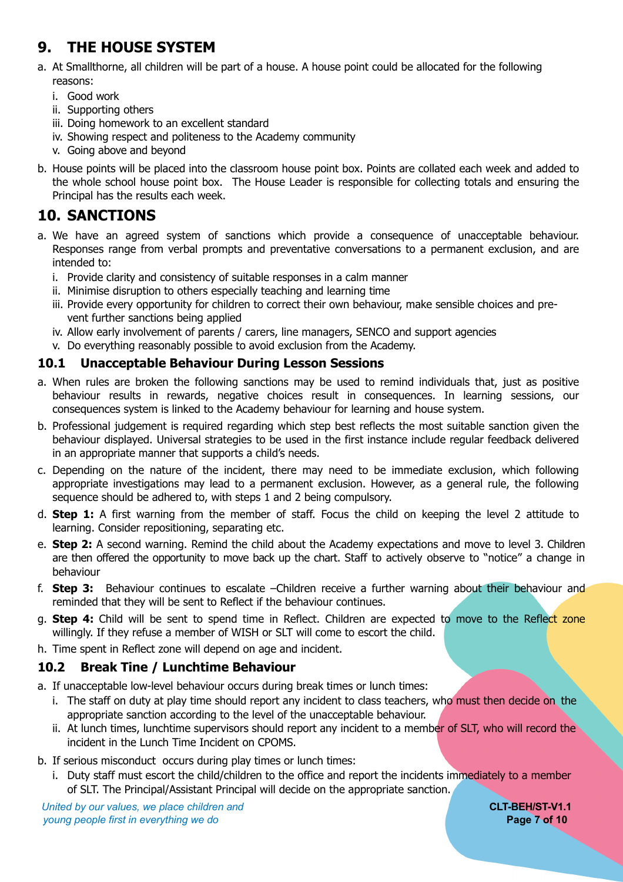## 9. THE HOUSE SYSTEM

a. At Smallthorne, all children will be part of a house. A house point could be allocated for the following reasons:
   i. Good work
   ii. Supporting others
   iii. Doing homework to an excellent standard
   iv. Showing respect and politeness to the Academy community
   v. Going above and beyond

b. House points will be placed into the classroom house point box. Points are collated each week and added to the whole school house point box. The House Leader is responsible for collecting totals and ensuring the Principal has the results each week.

## 10. SANCTIONS

a. We have an agreed system of sanctions which provide a consequence of unacceptable behaviour. Responses range from verbal prompts and preventative conversations to a permanent exclusion, and are intended to:
   i. Provide clarity and consistency of suitable responses in a calm manner
   ii. Minimise disruption to others especially teaching and learning time
   iii. Provide every opportunity for children to correct their own behaviour, make sensible choices and prevent further sanctions being applied
   iv. Allow early involvement of parents / carers, line managers, SENCO and support agencies
   v. Do everything reasonably possible to avoid exclusion from the Academy.

### 10.1 Unacceptable Behaviour During Lesson Sessions

a. When rules are broken the following sanctions may be used to remind individuals that, just as positive behaviour results in rewards, negative choices result in consequences. In learning sessions, our consequences system is linked to the Academy behaviour for learning and house system.

b. Professional judgement is required regarding which step best reflects the most suitable sanction given the behaviour displayed. Universal strategies to be used in the first instance include regular feedback delivered in an appropriate manner that supports a child's needs.

c. Depending on the nature of the incident, there may need to be immediate exclusion, which following appropriate investigations may lead to a permanent exclusion. However, as a general rule, the following sequence should be adhered to, with steps 1 and 2 being compulsory.

d. **Step 1:** A first warning from the member of staff. Focus the child on keeping the level 2 attitude to learning. Consider repositioning, separating etc.

e. **Step 2:** A second warning. Remind the child about the Academy expectations and move to level 3. Children are then offered the opportunity to move back up the chart. Staff to actively observe to "notice" a change in behaviour

f. **Step 3:** Behaviour continues to escalate –Children receive a further warning about their behaviour and reminded that they will be sent to Reflect if the behaviour continues.

g. **Step 4:** Child will be sent to spend time in Reflect. Children are expected to move to the Reflect zone willingly. If they refuse a member of WISH or SLT will come to escort the child.

h. Time spent in Reflect zone will depend on age and incident.

### 10.2 Break Tine / Lunchtime Behaviour

a. If unacceptable low-level behaviour occurs during break times or lunch times:
   i. The staff on duty at play time should report any incident to class teachers, who must then decide on the appropriate sanction according to the level of the unacceptable behaviour.
   ii. At lunch times, lunchtime supervisors should report any incident to a member of SLT, who will record the incident in the Lunch Time Incident on CPOMS.

b. If serious misconduct occurs during play times or lunch times:
   i. Duty staff must escort the child/children to the office and report the incidents immediately to a member of SLT. The Principal/Assistant Principal will decide on the appropriate sanction.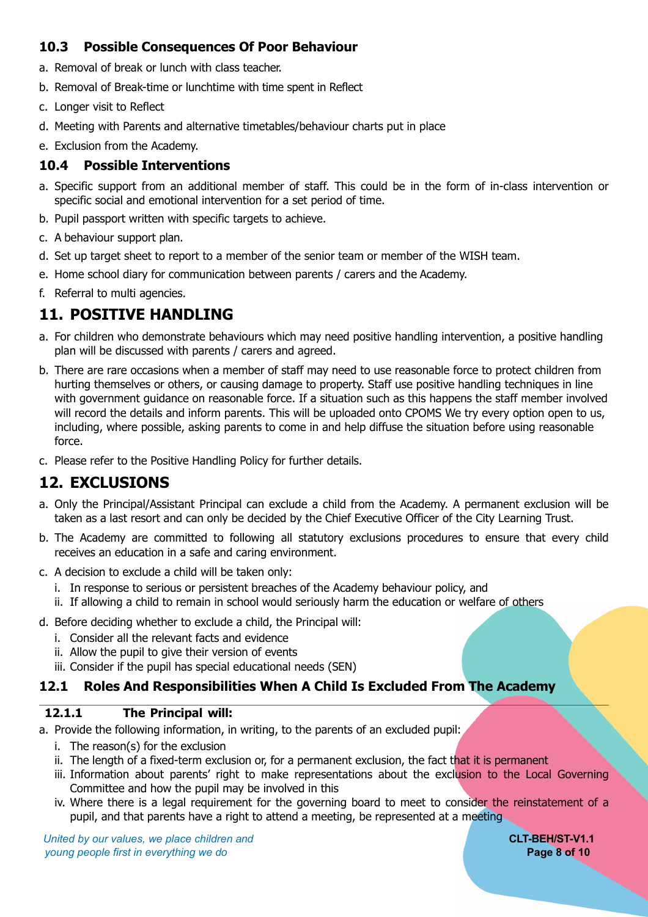### 10.3 Possible Consequences Of Poor Behaviour

a. Removal of break or lunch with class teacher.
b. Removal of Break-time or lunchtime with time spent in Reflect
c. Longer visit to Reflect
d. Meeting with Parents and alternative timetables/behaviour charts put in place
e. Exclusion from the Academy.

### 10.4 Possible Interventions

a. Specific support from an additional member of staff. This could be in the form of in-class intervention or specific social and emotional intervention for a set period of time.
b. Pupil passport written with specific targets to achieve.
c. A behaviour support plan.
d. Set up target sheet to report to a member of the senior team or member of the WISH team.
e. Home school diary for communication between parents / carers and the Academy.
f. Referral to multi agencies.

## 11. POSITIVE HANDLING

a. For children who demonstrate behaviours which may need positive handling intervention, a positive handling plan will be discussed with parents / carers and agreed.
b. There are rare occasions when a member of staff may need to use reasonable force to protect children from hurting themselves or others, or causing damage to property. Staff use positive handling techniques in line with government guidance on reasonable force. If a situation such as this happens the staff member involved will record the details and inform parents. This will be uploaded onto CPOMS We try every option open to us, including, where possible, asking parents to come in and help diffuse the situation before using reasonable force.
c. Please refer to the Positive Handling Policy for further details.

## 12. EXCLUSIONS

a. Only the Principal/Assistant Principal can exclude a child from the Academy. A permanent exclusion will be taken as a last resort and can only be decided by the Chief Executive Officer of the City Learning Trust.
b. The Academy are committed to following all statutory exclusions procedures to ensure that every child receives an education in a safe and caring environment.
c. A decision to exclude a child will be taken only:
   i. In response to serious or persistent breaches of the Academy behaviour policy, and
   ii. If allowing a child to remain in school would seriously harm the education or welfare of others
d. Before deciding whether to exclude a child, the Principal will:
   i. Consider all the relevant facts and evidence
   ii. Allow the pupil to give their version of events
   iii. Consider if the pupil has special educational needs (SEN)

### 12.1 Roles And Responsibilities When A Child Is Excluded From The Academy

#### 12.1.1 The Principal will:

a. Provide the following information, in writing, to the parents of an excluded pupil:
   i. The reason(s) for the exclusion
   ii. The length of a fixed-term exclusion or, for a permanent exclusion, the fact that it is permanent
   iii. Information about parents' right to make representations about the exclusion to the Local Governing Committee and how the pupil may be involved in this
   iv. Where there is a legal requirement for the governing board to meet to consider the reinstatement of a pupil, and that parents have a right to attend a meeting, be represented at a meeting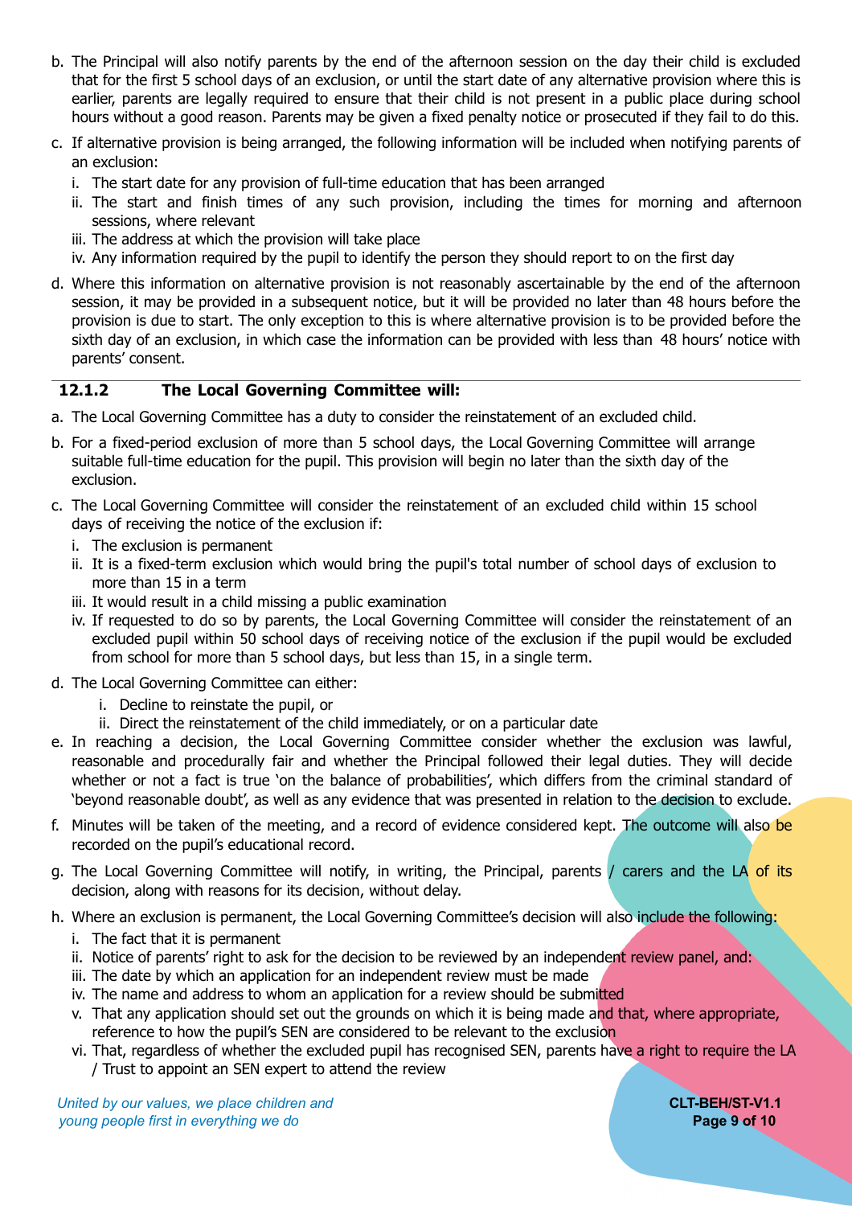b. The Principal will also notify parents by the end of the afternoon session on the day their child is excluded that for the first 5 school days of an exclusion, or until the start date of any alternative provision where this is earlier, parents are legally required to ensure that their child is not present in a public place during school hours without a good reason. Parents may be given a fixed penalty notice or prosecuted if they fail to do this.

c. If alternative provision is being arranged, the following information will be included when notifying parents of an exclusion:
   i. The start date for any provision of full-time education that has been arranged
   ii. The start and finish times of any such provision, including the times for morning and afternoon sessions, where relevant
   iii. The address at which the provision will take place
   iv. Any information required by the pupil to identify the person they should report to on the first day

d. Where this information on alternative provision is not reasonably ascertainable by the end of the afternoon session, it may be provided in a subsequent notice, but it will be provided no later than 48 hours before the provision is due to start. The only exception to this is where alternative provision is to be provided before the sixth day of an exclusion, in which case the information can be provided with less than 48 hours' notice with parents' consent.

### 12.1.2 The Local Governing Committee will:

a. The Local Governing Committee has a duty to consider the reinstatement of an excluded child.

b. For a fixed-period exclusion of more than 5 school days, the Local Governing Committee will arrange suitable full-time education for the pupil. This provision will begin no later than the sixth day of the exclusion.

c. The Local Governing Committee will consider the reinstatement of an excluded child within 15 school days of receiving the notice of the exclusion if:
   i. The exclusion is permanent
   ii. It is a fixed-term exclusion which would bring the pupil's total number of school days of exclusion to more than 15 in a term
   iii. It would result in a child missing a public examination
   iv. If requested to do so by parents, the Local Governing Committee will consider the reinstatement of an excluded pupil within 50 school days of receiving notice of the exclusion if the pupil would be excluded from school for more than 5 school days, but less than 15, in a single term.

d. The Local Governing Committee can either:
   i. Decline to reinstate the pupil, or
   ii. Direct the reinstatement of the child immediately, or on a particular date

e. In reaching a decision, the Local Governing Committee consider whether the exclusion was lawful, reasonable and procedurally fair and whether the Principal followed their legal duties. They will decide whether or not a fact is true 'on the balance of probabilities', which differs from the criminal standard of 'beyond reasonable doubt', as well as any evidence that was presented in relation to the decision to exclude.

f. Minutes will be taken of the meeting, and a record of evidence considered kept. The outcome will also be recorded on the pupil's educational record.

g. The Local Governing Committee will notify, in writing, the Principal, parents / carers and the LA of its decision, along with reasons for its decision, without delay.

h. Where an exclusion is permanent, the Local Governing Committee's decision will also include the following:
   i. The fact that it is permanent
   ii. Notice of parents' right to ask for the decision to be reviewed by an independent review panel, and:
   iii. The date by which an application for an independent review must be made
   iv. The name and address to whom an application for a review should be submitted
   v. That any application should set out the grounds on which it is being made and that, where appropriate, reference to how the pupil's SEN are considered to be relevant to the exclusion
   vi. That, regardless of whether the excluded pupil has recognised SEN, parents have a right to require the LA / Trust to appoint an SEN expert to attend the review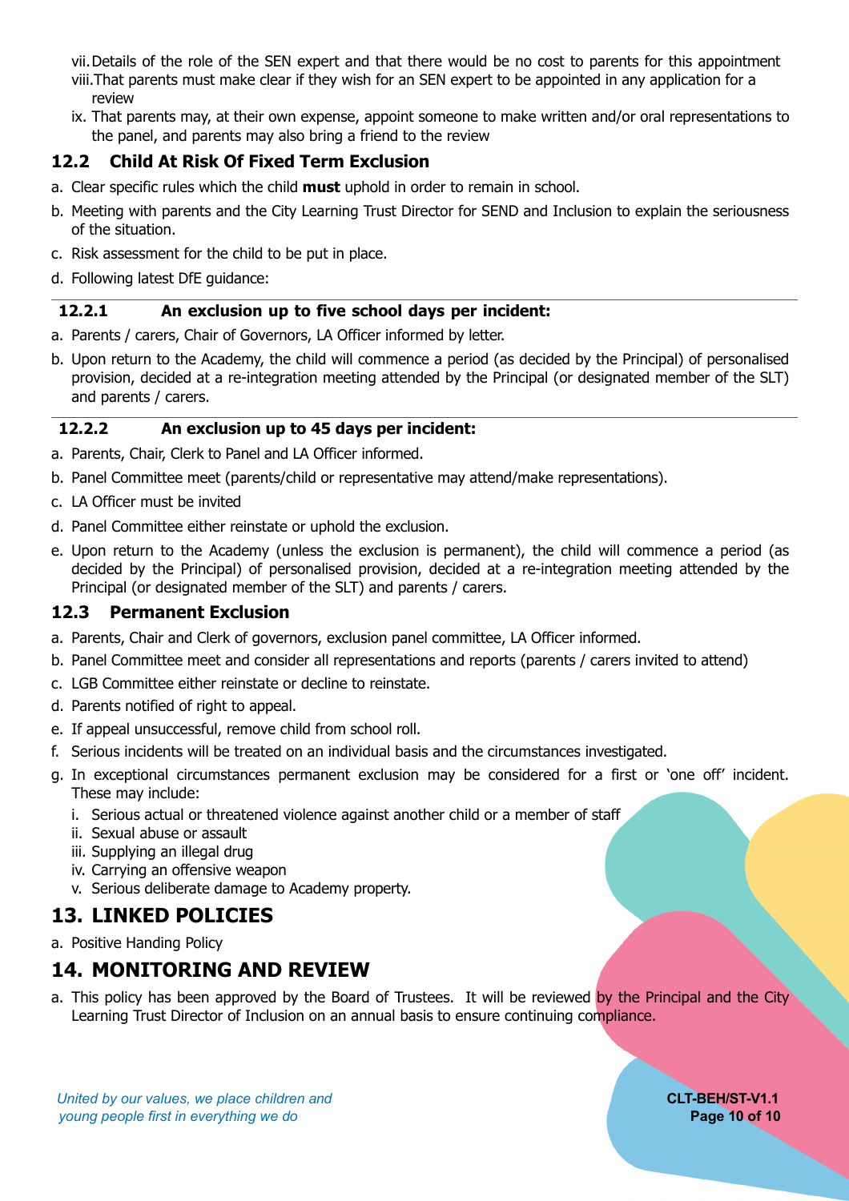vii. Details of the role of the SEN expert and that there would be no cost to parents for this appointment
viii. That parents must make clear if they wish for an SEN expert to be appointed in any application for a review
ix. That parents may, at their own expense, appoint someone to make written and/or oral representations to the panel, and parents may also bring a friend to the review

## 12.2 Child At Risk Of Fixed Term Exclusion

a. Clear specific rules which the child **must** uphold in order to remain in school.
b. Meeting with parents and the City Learning Trust Director for SEND and Inclusion to explain the seriousness of the situation.
c. Risk assessment for the child to be put in place.
d. Following latest DfE guidance:

### 12.2.1 An exclusion up to five school days per incident:

a. Parents / carers, Chair of Governors, LA Officer informed by letter.
b. Upon return to the Academy, the child will commence a period (as decided by the Principal) of personalised provision, decided at a re-integration meeting attended by the Principal (or designated member of the SLT) and parents / carers.

### 12.2.2 An exclusion up to 45 days per incident:

a. Parents, Chair, Clerk to Panel and LA Officer informed.
b. Panel Committee meet (parents/child or representative may attend/make representations).
c. LA Officer must be invited
d. Panel Committee either reinstate or uphold the exclusion.
e. Upon return to the Academy (unless the exclusion is permanent), the child will commence a period (as decided by the Principal) of personalised provision, decided at a re-integration meeting attended by the Principal (or designated member of the SLT) and parents / carers.

## 12.3 Permanent Exclusion

a. Parents, Chair and Clerk of governors, exclusion panel committee, LA Officer informed.
b. Panel Committee meet and consider all representations and reports (parents / carers invited to attend)
c. LGB Committee either reinstate or decline to reinstate.
d. Parents notified of right to appeal.
e. If appeal unsuccessful, remove child from school roll.
f. Serious incidents will be treated on an individual basis and the circumstances investigated.
g. In exceptional circumstances permanent exclusion may be considered for a first or 'one off' incident. These may include:
   i. Serious actual or threatened violence against another child or a member of staff
   ii. Sexual abuse or assault
   iii. Supplying an illegal drug
   iv. Carrying an offensive weapon
   v. Serious deliberate damage to Academy property.

# 13. LINKED POLICIES

a. Positive Handing Policy

# 14. MONITORING AND REVIEW

a. This policy has been approved by the Board of Trustees. It will be reviewed by the Principal and the City Learning Trust Director of Inclusion on an annual basis to ensure continuing compliance.